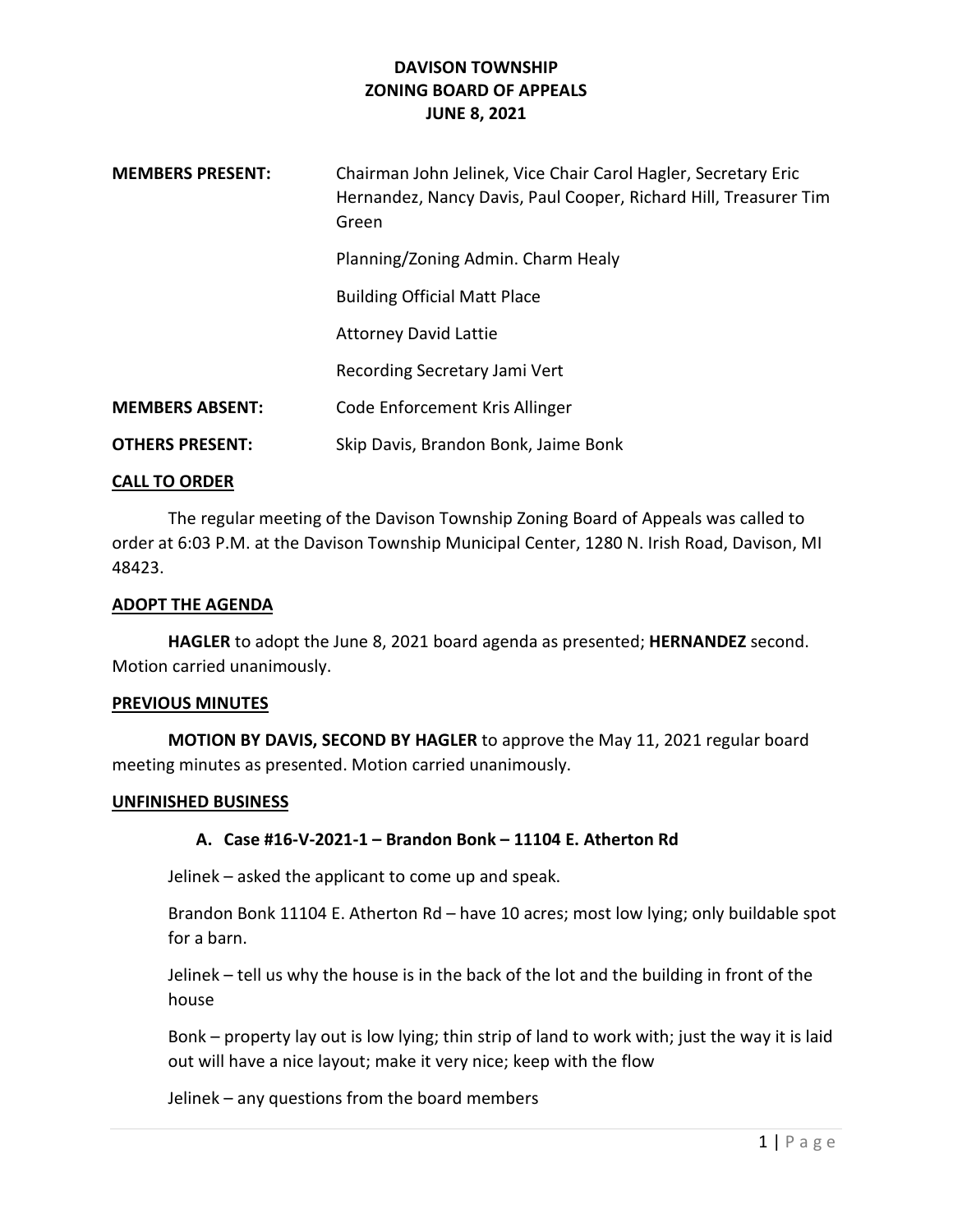# DAVISON TOWNSHIP
# ZONING BOARD OF APPEALS
# JUNE 8, 2021

| | |
|---|---|
| **MEMBERS PRESENT:** | Chairman John Jelinek, Vice Chair Carol Hagler, Secretary Eric Hernandez, Nancy Davis, Paul Cooper, Richard Hill, Treasurer Tim Green |
| | Planning/Zoning Admin. Charm Healy |
| | Building Official Matt Place |
| | Attorney David Lattie |
| | Recording Secretary Jami Vert |
| **MEMBERS ABSENT:** | Code Enforcement Kris Allinger |
| **OTHERS PRESENT:** | Skip Davis, Brandon Bonk, Jaime Bonk |

## CALL TO ORDER

The regular meeting of the Davison Township Zoning Board of Appeals was called to order at 6:03 P.M. at the Davison Township Municipal Center, 1280 N. Irish Road, Davison, MI 48423.

## ADOPT THE AGENDA

**HAGLER** to adopt the June 8, 2021 board agenda as presented; **HERNANDEZ** second. Motion carried unanimously.

## PREVIOUS MINUTES

**MOTION BY DAVIS, SECOND BY HAGLER** to approve the May 11, 2021 regular board meeting minutes as presented. Motion carried unanimously.

## UNFINISHED BUSINESS

### A. Case #16-V-2021-1 – Brandon Bonk – 11104 E. Atherton Rd

Jelinek – asked the applicant to come up and speak.

Brandon Bonk 11104 E. Atherton Rd – have 10 acres; most low lying; only buildable spot for a barn.

Jelinek – tell us why the house is in the back of the lot and the building in front of the house

Bonk – property lay out is low lying; thin strip of land to work with; just the way it is laid out will have a nice layout; make it very nice; keep with the flow

Jelinek – any questions from the board members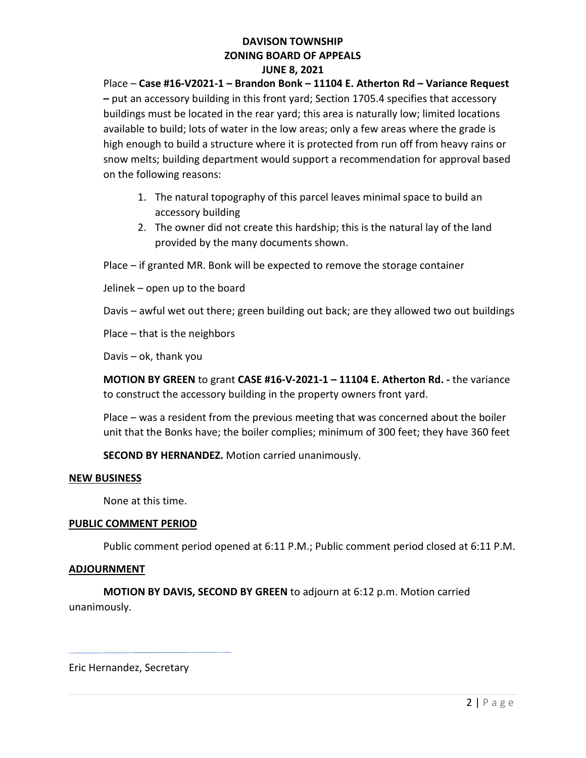**DAVISON TOWNSHIP**
**ZONING BOARD OF APPEALS**
**JUNE 8, 2021**

Place – **Case #16-V2021-1 – Brandon Bonk – 11104 E. Atherton Rd – Variance Request –** put an accessory building in this front yard; Section 1705.4 specifies that accessory buildings must be located in the rear yard; this area is naturally low; limited locations available to build; lots of water in the low areas; only a few areas where the grade is high enough to build a structure where it is protected from run off from heavy rains or snow melts; building department would support a recommendation for approval based on the following reasons:

1. The natural topography of this parcel leaves minimal space to build an accessory building
2. The owner did not create this hardship; this is the natural lay of the land provided by the many documents shown.

Place – if granted MR. Bonk will be expected to remove the storage container

Jelinek – open up to the board

Davis – awful wet out there; green building out back; are they allowed two out buildings

Place – that is the neighbors

Davis – ok, thank you

**MOTION BY GREEN** to grant **CASE #16-V-2021-1 – 11104 E. Atherton Rd. -** the variance to construct the accessory building in the property owners front yard.

Place – was a resident from the previous meeting that was concerned about the boiler unit that the Bonks have; the boiler complies; minimum of 300 feet; they have 360 feet

**SECOND BY HERNANDEZ.** Motion carried unanimously.

## NEW BUSINESS

None at this time.

## PUBLIC COMMENT PERIOD

Public comment period opened at 6:11 P.M.; Public comment period closed at 6:11 P.M.

## ADJOURNMENT

**MOTION BY DAVIS, SECOND BY GREEN** to adjourn at 6:12 p.m. Motion carried unanimously.

Eric Hernandez, Secretary